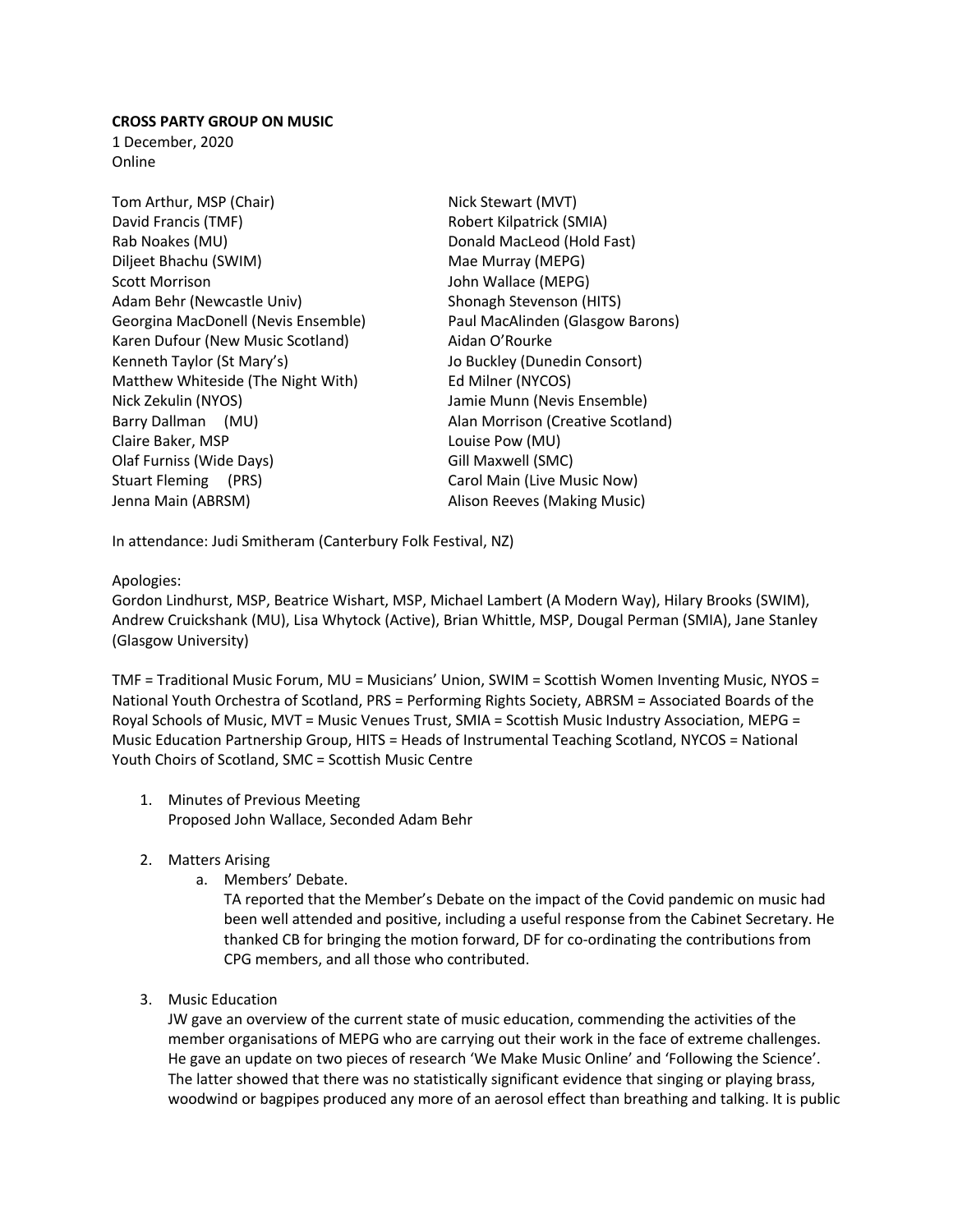**CROSS PARTY GROUP ON MUSIC**
1 December, 2020
Online

Tom Arthur, MSP (Chair)
David Francis (TMF)
Rab Noakes (MU)
Diljeet Bhachu (SWIM)
Scott Morrison
Adam Behr (Newcastle Univ)
Georgina MacDonell (Nevis Ensemble)
Karen Dufour (New Music Scotland)
Kenneth Taylor (St Mary's)
Matthew Whiteside (The Night With)
Nick Zekulin (NYOS)
Barry Dallman (MU)
Claire Baker, MSP
Olaf Furniss (Wide Days)
Stuart Fleming (PRS)
Jenna Main (ABRSM)
Nick Stewart (MVT)
Robert Kilpatrick (SMIA)
Donald MacLeod (Hold Fast)
Mae Murray (MEPG)
John Wallace (MEPG)
Shonagh Stevenson (HITS)
Paul MacAlinden (Glasgow Barons)
Aidan O'Rourke
Jo Buckley (Dunedin Consort)
Ed Milner (NYCOS)
Jamie Munn (Nevis Ensemble)
Alan Morrison (Creative Scotland)
Louise Pow (MU)
Gill Maxwell (SMC)
Carol Main (Live Music Now)
Alison Reeves (Making Music)

In attendance: Judi Smitheram (Canterbury Folk Festival, NZ)

Apologies:
Gordon Lindhurst, MSP, Beatrice Wishart, MSP, Michael Lambert (A Modern Way), Hilary Brooks (SWIM), Andrew Cruickshank (MU), Lisa Whytock (Active), Brian Whittle, MSP, Dougal Perman (SMIA), Jane Stanley (Glasgow University)

TMF = Traditional Music Forum, MU = Musicians' Union, SWIM = Scottish Women Inventing Music, NYOS = National Youth Orchestra of Scotland, PRS = Performing Rights Society, ABRSM = Associated Boards of the Royal Schools of Music, MVT = Music Venues Trust, SMIA = Scottish Music Industry Association, MEPG = Music Education Partnership Group, HITS = Heads of Instrumental Teaching Scotland, NYCOS = National Youth Choirs of Scotland, SMC = Scottish Music Centre

1. Minutes of Previous Meeting
   Proposed John Wallace, Seconded Adam Behr

2. Matters Arising
   a. Members' Debate.
      TA reported that the Member's Debate on the impact of the Covid pandemic on music had been well attended and positive, including a useful response from the Cabinet Secretary. He thanked CB for bringing the motion forward, DF for co-ordinating the contributions from CPG members, and all those who contributed.

3. Music Education
   JW gave an overview of the current state of music education, commending the activities of the member organisations of MEPG who are carrying out their work in the face of extreme challenges. He gave an update on two pieces of research 'We Make Music Online' and 'Following the Science'. The latter showed that there was no statistically significant evidence that singing or playing brass, woodwind or bagpipes produced any more of an aerosol effect than breathing and talking. It is public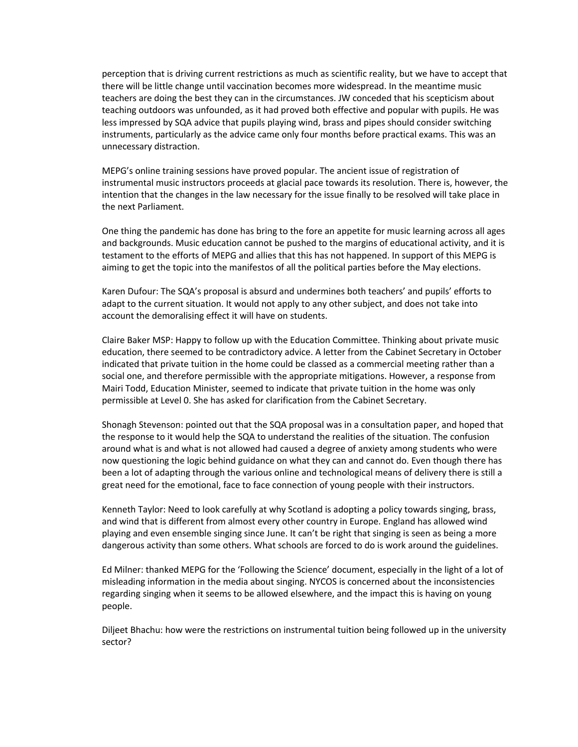perception that is driving current restrictions as much as scientific reality, but we have to accept that there will be little change until vaccination becomes more widespread. In the meantime music teachers are doing the best they can in the circumstances. JW conceded that his scepticism about teaching outdoors was unfounded, as it had proved both effective and popular with pupils. He was less impressed by SQA advice that pupils playing wind, brass and pipes should consider switching instruments, particularly as the advice came only four months before practical exams. This was an unnecessary distraction.

MEPG's online training sessions have proved popular. The ancient issue of registration of instrumental music instructors proceeds at glacial pace towards its resolution. There is, however, the intention that the changes in the law necessary for the issue finally to be resolved will take place in the next Parliament.

One thing the pandemic has done has bring to the fore an appetite for music learning across all ages and backgrounds. Music education cannot be pushed to the margins of educational activity, and it is testament to the efforts of MEPG and allies that this has not happened. In support of this MEPG is aiming to get the topic into the manifestos of all the political parties before the May elections.

Karen Dufour: The SQA's proposal is absurd and undermines both teachers' and pupils' efforts to adapt to the current situation. It would not apply to any other subject, and does not take into account the demoralising effect it will have on students.

Claire Baker MSP: Happy to follow up with the Education Committee. Thinking about private music education, there seemed to be contradictory advice. A letter from the Cabinet Secretary in October indicated that private tuition in the home could be classed as a commercial meeting rather than a social one, and therefore permissible with the appropriate mitigations. However, a response from Mairi Todd, Education Minister, seemed to indicate that private tuition in the home was only permissible at Level 0. She has asked for clarification from the Cabinet Secretary.

Shonagh Stevenson: pointed out that the SQA proposal was in a consultation paper, and hoped that the response to it would help the SQA to understand the realities of the situation. The confusion around what is and what is not allowed had caused a degree of anxiety among students who were now questioning the logic behind guidance on what they can and cannot do. Even though there has been a lot of adapting through the various online and technological means of delivery there is still a great need for the emotional, face to face connection of young people with their instructors.

Kenneth Taylor: Need to look carefully at why Scotland is adopting a policy towards singing, brass, and wind that is different from almost every other country in Europe. England has allowed wind playing and even ensemble singing since June. It can't be right that singing is seen as being a more dangerous activity than some others. What schools are forced to do is work around the guidelines.

Ed Milner: thanked MEPG for the 'Following the Science' document, especially in the light of a lot of misleading information in the media about singing. NYCOS is concerned about the inconsistencies regarding singing when it seems to be allowed elsewhere, and the impact this is having on young people.

Diljeet Bhachu: how were the restrictions on instrumental tuition being followed up in the university sector?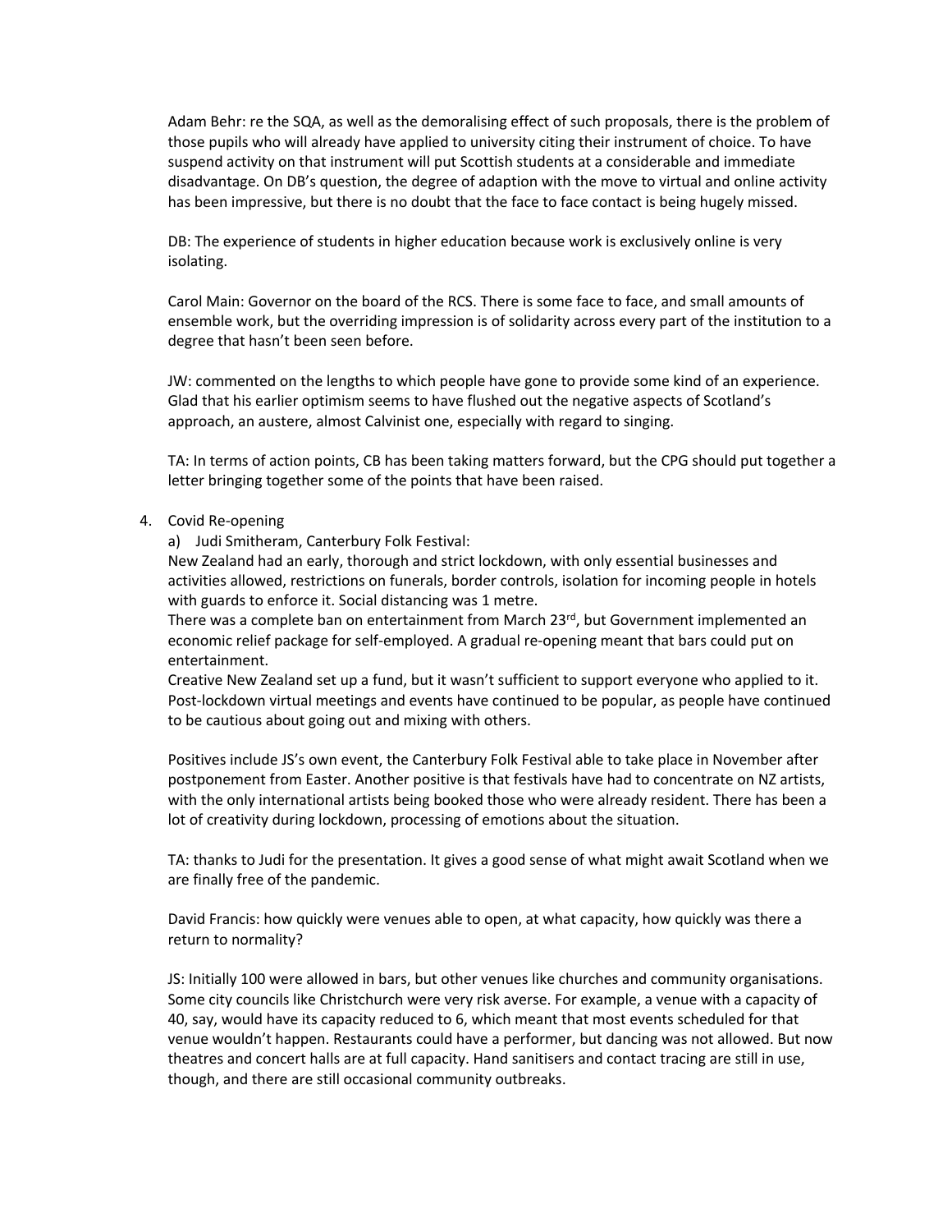Adam Behr: re the SQA, as well as the demoralising effect of such proposals, there is the problem of those pupils who will already have applied to university citing their instrument of choice. To have suspend activity on that instrument will put Scottish students at a considerable and immediate disadvantage. On DB's question, the degree of adaption with the move to virtual and online activity has been impressive, but there is no doubt that the face to face contact is being hugely missed.

DB: The experience of students in higher education because work is exclusively online is very isolating.

Carol Main: Governor on the board of the RCS. There is some face to face, and small amounts of ensemble work, but the overriding impression is of solidarity across every part of the institution to a degree that hasn't been seen before.

JW: commented on the lengths to which people have gone to provide some kind of an experience. Glad that his earlier optimism seems to have flushed out the negative aspects of Scotland's approach, an austere, almost Calvinist one, especially with regard to singing.

TA: In terms of action points, CB has been taking matters forward, but the CPG should put together a letter bringing together some of the points that have been raised.

4. Covid Re-opening

   a) Judi Smitheram, Canterbury Folk Festival:

   New Zealand had an early, thorough and strict lockdown, with only essential businesses and activities allowed, restrictions on funerals, border controls, isolation for incoming people in hotels with guards to enforce it. Social distancing was 1 metre.

   There was a complete ban on entertainment from March 23rd, but Government implemented an economic relief package for self-employed. A gradual re-opening meant that bars could put on entertainment.

   Creative New Zealand set up a fund, but it wasn't sufficient to support everyone who applied to it. Post-lockdown virtual meetings and events have continued to be popular, as people have continued to be cautious about going out and mixing with others.

   Positives include JS's own event, the Canterbury Folk Festival able to take place in November after postponement from Easter. Another positive is that festivals have had to concentrate on NZ artists, with the only international artists being booked those who were already resident. There has been a lot of creativity during lockdown, processing of emotions about the situation.

   TA: thanks to Judi for the presentation. It gives a good sense of what might await Scotland when we are finally free of the pandemic.

   David Francis: how quickly were venues able to open, at what capacity, how quickly was there a return to normality?

   JS: Initially 100 were allowed in bars, but other venues like churches and community organisations. Some city councils like Christchurch were very risk averse. For example, a venue with a capacity of 40, say, would have its capacity reduced to 6, which meant that most events scheduled for that venue wouldn't happen. Restaurants could have a performer, but dancing was not allowed. But now theatres and concert halls are at full capacity. Hand sanitisers and contact tracing are still in use, though, and there are still occasional community outbreaks.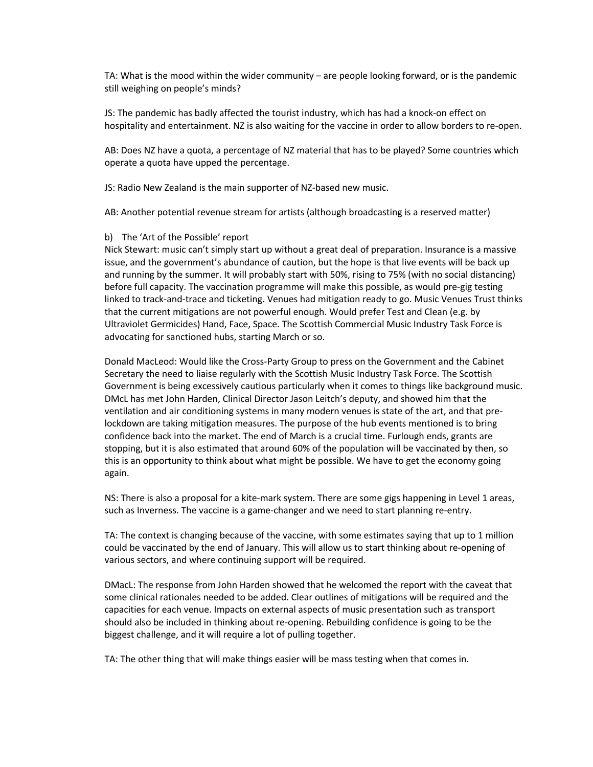TA: What is the mood within the wider community – are people looking forward, or is the pandemic still weighing on people's minds?

JS: The pandemic has badly affected the tourist industry, which has had a knock-on effect on hospitality and entertainment. NZ is also waiting for the vaccine in order to allow borders to re-open.

AB: Does NZ have a quota, a percentage of NZ material that has to be played? Some countries which operate a quota have upped the percentage.

JS: Radio New Zealand is the main supporter of NZ-based new music.

AB: Another potential revenue stream for artists (although broadcasting is a reserved matter)

b) The 'Art of the Possible' report

Nick Stewart: music can't simply start up without a great deal of preparation. Insurance is a massive issue, and the government's abundance of caution, but the hope is that live events will be back up and running by the summer. It will probably start with 50%, rising to 75% (with no social distancing) before full capacity. The vaccination programme will make this possible, as would pre-gig testing linked to track-and-trace and ticketing. Venues had mitigation ready to go. Music Venues Trust thinks that the current mitigations are not powerful enough. Would prefer Test and Clean (e.g. by Ultraviolet Germicides) Hand, Face, Space. The Scottish Commercial Music Industry Task Force is advocating for sanctioned hubs, starting March or so.

Donald MacLeod: Would like the Cross-Party Group to press on the Government and the Cabinet Secretary the need to liaise regularly with the Scottish Music Industry Task Force. The Scottish Government is being excessively cautious particularly when it comes to things like background music. DMcL has met John Harden, Clinical Director Jason Leitch's deputy, and showed him that the ventilation and air conditioning systems in many modern venues is state of the art, and that pre-lockdown are taking mitigation measures. The purpose of the hub events mentioned is to bring confidence back into the market. The end of March is a crucial time. Furlough ends, grants are stopping, but it is also estimated that around 60% of the population will be vaccinated by then, so this is an opportunity to think about what might be possible. We have to get the economy going again.

NS: There is also a proposal for a kite-mark system. There are some gigs happening in Level 1 areas, such as Inverness. The vaccine is a game-changer and we need to start planning re-entry.

TA: The context is changing because of the vaccine, with some estimates saying that up to 1 million could be vaccinated by the end of January. This will allow us to start thinking about re-opening of various sectors, and where continuing support will be required.

DMacL: The response from John Harden showed that he welcomed the report with the caveat that some clinical rationales needed to be added. Clear outlines of mitigations will be required and the capacities for each venue. Impacts on external aspects of music presentation such as transport should also be included in thinking about re-opening. Rebuilding confidence is going to be the biggest challenge, and it will require a lot of pulling together.

TA: The other thing that will make things easier will be mass testing when that comes in.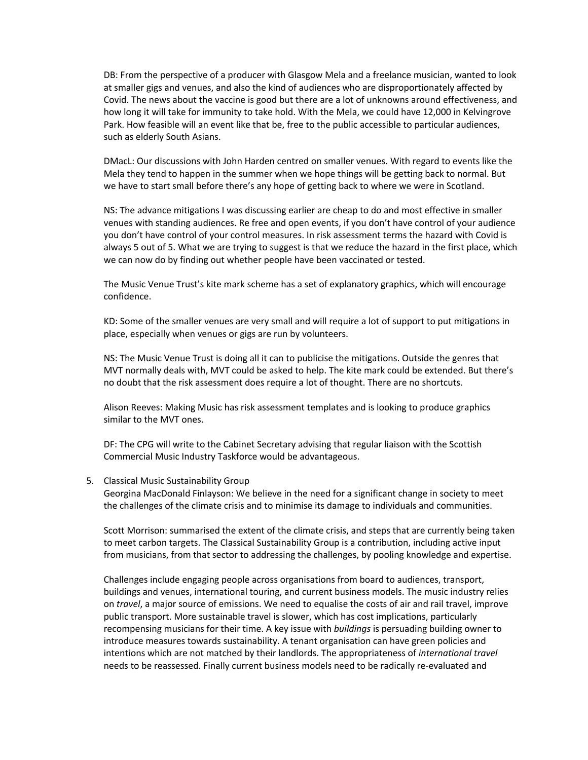DB: From the perspective of a producer with Glasgow Mela and a freelance musician, wanted to look at smaller gigs and venues, and also the kind of audiences who are disproportionately affected by Covid. The news about the vaccine is good but there are a lot of unknowns around effectiveness, and how long it will take for immunity to take hold. With the Mela, we could have 12,000 in Kelvingrove Park. How feasible will an event like that be, free to the public accessible to particular audiences, such as elderly South Asians.

DMacL: Our discussions with John Harden centred on smaller venues. With regard to events like the Mela they tend to happen in the summer when we hope things will be getting back to normal. But we have to start small before there's any hope of getting back to where we were in Scotland.

NS: The advance mitigations I was discussing earlier are cheap to do and most effective in smaller venues with standing audiences. Re free and open events, if you don't have control of your audience you don't have control of your control measures. In risk assessment terms the hazard with Covid is always 5 out of 5. What we are trying to suggest is that we reduce the hazard in the first place, which we can now do by finding out whether people have been vaccinated or tested.

The Music Venue Trust's kite mark scheme has a set of explanatory graphics, which will encourage confidence.

KD: Some of the smaller venues are very small and will require a lot of support to put mitigations in place, especially when venues or gigs are run by volunteers.

NS: The Music Venue Trust is doing all it can to publicise the mitigations. Outside the genres that MVT normally deals with, MVT could be asked to help. The kite mark could be extended. But there's no doubt that the risk assessment does require a lot of thought. There are no shortcuts.

Alison Reeves: Making Music has risk assessment templates and is looking to produce graphics similar to the MVT ones.

DF: The CPG will write to the Cabinet Secretary advising that regular liaison with the Scottish Commercial Music Industry Taskforce would be advantageous.

5. Classical Music Sustainability Group

Georgina MacDonald Finlayson: We believe in the need for a significant change in society to meet the challenges of the climate crisis and to minimise its damage to individuals and communities.

Scott Morrison: summarised the extent of the climate crisis, and steps that are currently being taken to meet carbon targets. The Classical Sustainability Group is a contribution, including active input from musicians, from that sector to addressing the challenges, by pooling knowledge and expertise.

Challenges include engaging people across organisations from board to audiences, transport, buildings and venues, international touring, and current business models. The music industry relies on *travel*, a major source of emissions. We need to equalise the costs of air and rail travel, improve public transport. More sustainable travel is slower, which has cost implications, particularly recompensing musicians for their time. A key issue with *buildings* is persuading building owner to introduce measures towards sustainability. A tenant organisation can have green policies and intentions which are not matched by their landlords. The appropriateness of *international travel* needs to be reassessed. Finally current business models need to be radically re-evaluated and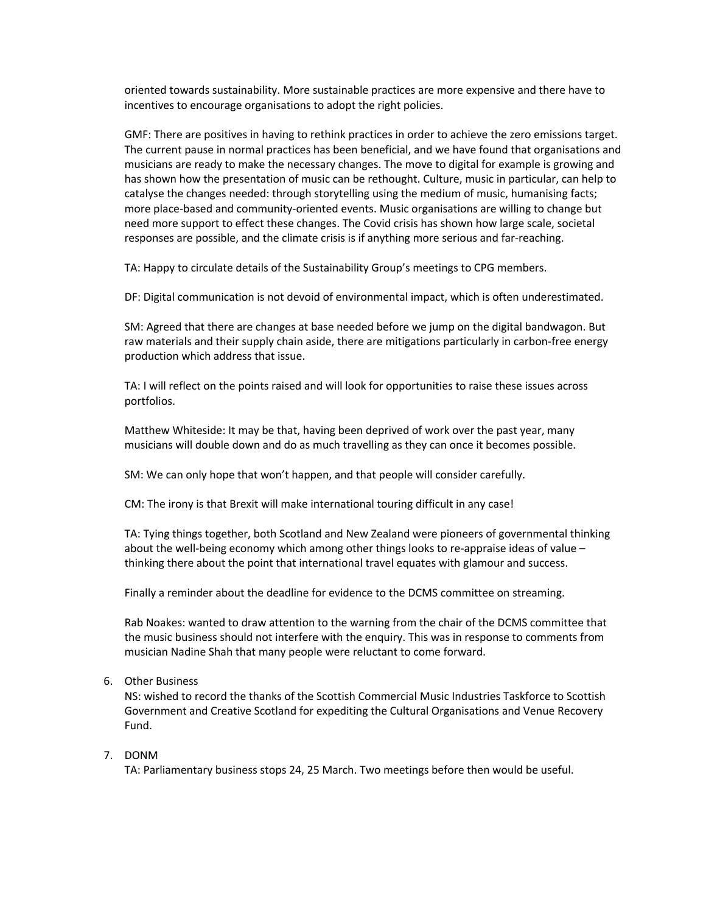oriented towards sustainability. More sustainable practices are more expensive and there have to incentives to encourage organisations to adopt the right policies.

GMF: There are positives in having to rethink practices in order to achieve the zero emissions target. The current pause in normal practices has been beneficial, and we have found that organisations and musicians are ready to make the necessary changes. The move to digital for example is growing and has shown how the presentation of music can be rethought. Culture, music in particular, can help to catalyse the changes needed: through storytelling using the medium of music, humanising facts; more place-based and community-oriented events. Music organisations are willing to change but need more support to effect these changes. The Covid crisis has shown how large scale, societal responses are possible, and the climate crisis is if anything more serious and far-reaching.

TA: Happy to circulate details of the Sustainability Group's meetings to CPG members.

DF: Digital communication is not devoid of environmental impact, which is often underestimated.

SM: Agreed that there are changes at base needed before we jump on the digital bandwagon. But raw materials and their supply chain aside, there are mitigations particularly in carbon-free energy production which address that issue.

TA: I will reflect on the points raised and will look for opportunities to raise these issues across portfolios.

Matthew Whiteside: It may be that, having been deprived of work over the past year, many musicians will double down and do as much travelling as they can once it becomes possible.

SM: We can only hope that won't happen, and that people will consider carefully.

CM: The irony is that Brexit will make international touring difficult in any case!

TA: Tying things together, both Scotland and New Zealand were pioneers of governmental thinking about the well-being economy which among other things looks to re-appraise ideas of value – thinking there about the point that international travel equates with glamour and success.

Finally a reminder about the deadline for evidence to the DCMS committee on streaming.

Rab Noakes: wanted to draw attention to the warning from the chair of the DCMS committee that the music business should not interfere with the enquiry. This was in response to comments from musician Nadine Shah that many people were reluctant to come forward.

6. Other Business
   NS: wished to record the thanks of the Scottish Commercial Music Industries Taskforce to Scottish Government and Creative Scotland for expediting the Cultural Organisations and Venue Recovery Fund.

7. DONM
   TA: Parliamentary business stops 24, 25 March. Two meetings before then would be useful.